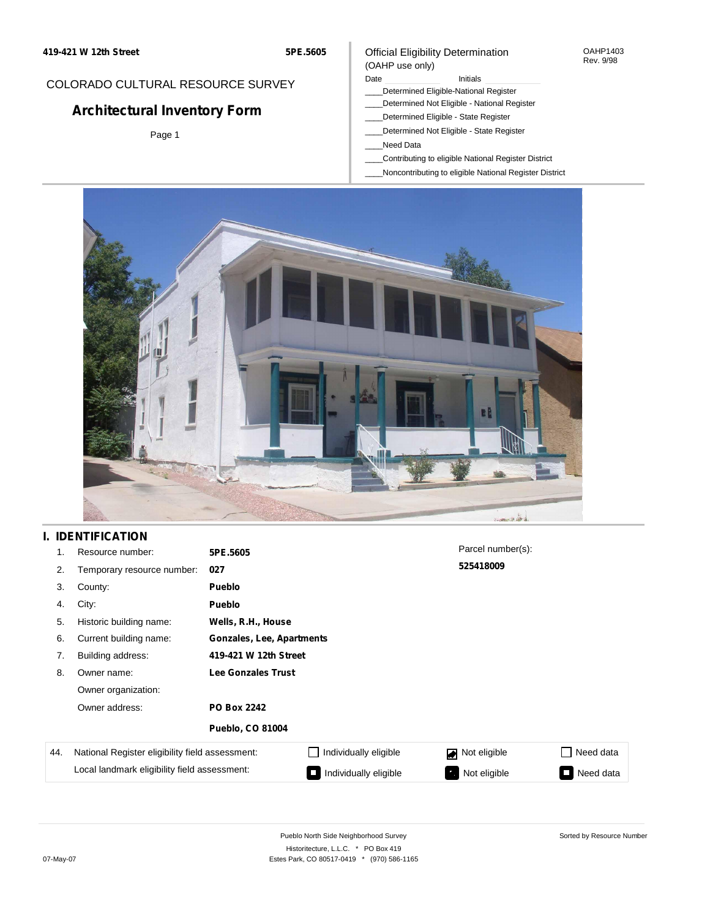419-421 W 12th Street **5PE.5605**

COLORADO CULTURAL RESOURCE SURVEY

# Architectural Inventory Form

Page 1

Official Eligibility Determination
(OAHP use only)

OAHP1403
Rev. 9/98

Date ______ Initials ______

____Determined Eligible-National Register
____Determined Not Eligible - National Register
____Determined Eligible - State Register
____Determined Not Eligible - State Register
____Need Data
____Contributing to eligible National Register District
____Noncontributing to eligible National Register District

## I. IDENTIFICATION

| | | |
|---|---|---|
| 1. | Resource number: | **5PE.5605** |
| 2. | Temporary resource number: | **027** |
| 3. | County: | **Pueblo** |
| 4. | City: | **Pueblo** |
| 5. | Historic building name: | **Wells, R.H., House** |
| 6. | Current building name: | **Gonzales, Lee, Apartments** |
| 7. | Building address: | **419-421 W 12th Street** |
| 8. | Owner name: | **Lee Gonzales Trust** |
| | Owner organization: | |
| | Owner address: | **PO Box 2242** |
| | | **Pueblo, CO 81004** |

Parcel number(s):
**525418009**

| 44. | | | | |
|---|---|---|---|---|
| National Register eligibility field assessment: | ☐ Individually eligible | ☑ Not eligible | ☐ Need data |
| Local landmark eligibility field assessment: | ■ Individually eligible | ■ Not eligible | ■ Need data |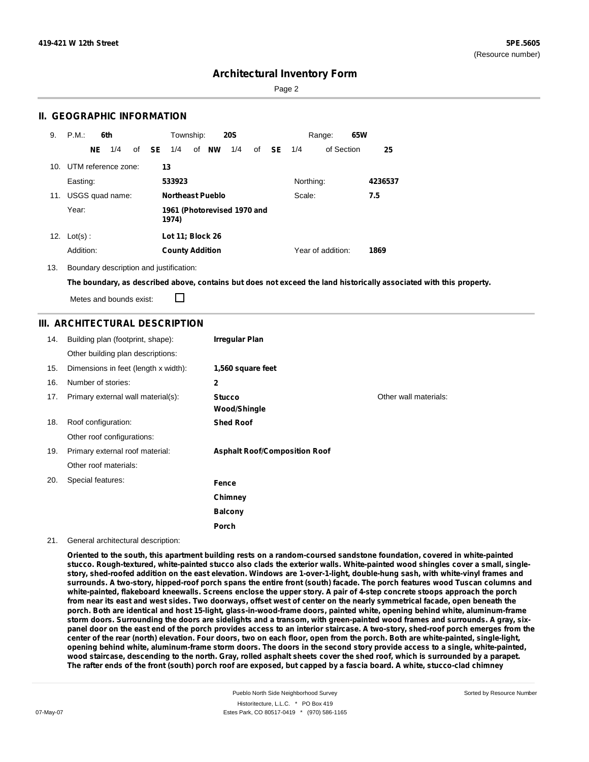# Architectural Inventory Form

## II. GEOGRAPHIC INFORMATION

9. P.M.: **6th** Township: **20S** Range: **65W**

**NE** 1/4 of **SE** 1/4 of **NW** 1/4 of **SE** 1/4 of Section **25**

10. UTM reference zone: **13**

Easting: **533923** Northing: **4236537**

11. USGS quad name: **Northeast Pueblo** Scale: **7.5**

Year: **1961 (Photorevised 1970 and 1974)**

12. Lot(s) : **Lot 11; Block 26**

Addition: **County Addition** Year of addition: **1869**

13. Boundary description and justification:

**The boundary, as described above, contains but does not exceed the land historically associated with this property.**

Metes and bounds exist: ☐

## III. ARCHITECTURAL DESCRIPTION

14. Building plan (footprint, shape): **Irregular Plan**

Other building plan descriptions:

15. Dimensions in feet (length x width): **1,560 square feet**

16. Number of stories: **2**

17. Primary external wall material(s): **Stucco**, **Wood/Shingle** Other wall materials:

18. Roof configuration: **Shed Roof**

Other roof configurations:

19. Primary external roof material: **Asphalt Roof/Composition Roof**

Other roof materials:

20. Special features: **Fence**, **Chimney**, **Balcony**, **Porch**

21. General architectural description:

**Oriented to the south, this apartment building rests on a random-coursed sandstone foundation, covered in white-painted stucco. Rough-textured, white-painted stucco also clads the exterior walls. White-painted wood shingles cover a small, single-story, shed-roofed addition on the east elevation. Windows are 1-over-1-light, double-hung sash, with white-vinyl frames and surrounds. A two-story, hipped-roof porch spans the entire front (south) facade. The porch features wood Tuscan columns and white-painted, flakeboard kneewalls. Screens enclose the upper story. A pair of 4-step concrete stoops approach the porch from near its east and west sides. Two doorways, offset west of center on the nearly symmetrical facade, open beneath the porch. Both are identical and host 15-light, glass-in-wood-frame doors, painted white, opening behind white, aluminum-frame storm doors. Surrounding the doors are sidelights and a transom, with green-painted wood frames and surrounds. A gray, six-panel door on the east end of the porch provides access to an interior staircase. A two-story, shed-roof porch emerges from the center of the rear (north) elevation. Four doors, two on each floor, open from the porch. Both are white-painted, single-light, opening behind white, aluminum-frame storm doors. The doors in the second story provide access to a single, white-painted, wood staircase, descending to the north. Gray, rolled asphalt sheets cover the shed roof, which is surrounded by a parapet. The rafter ends of the front (south) porch roof are exposed, but capped by a fascia board. A white, stucco-clad chimney**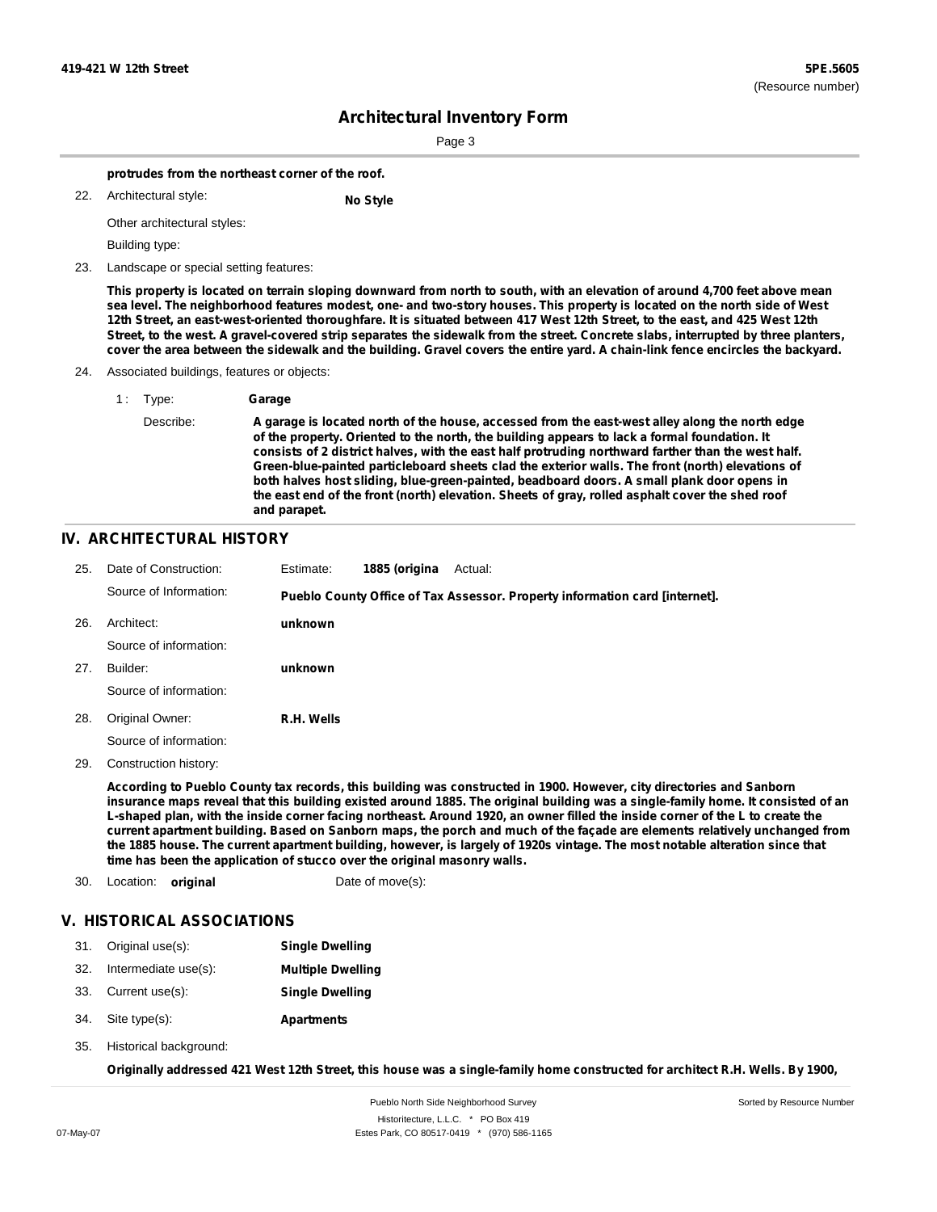**protrudes from the northeast corner of the roof.**

22. Architectural style: **No Style**

    Other architectural styles:

    Building type:

23. Landscape or special setting features:

    **This property is located on terrain sloping downward from north to south, with an elevation of around 4,700 feet above mean sea level. The neighborhood features modest, one- and two-story houses. This property is located on the north side of West 12th Street, an east-west-oriented thoroughfare. It is situated between 417 West 12th Street, to the east, and 425 West 12th Street, to the west. A gravel-covered strip separates the sidewalk from the street. Concrete slabs, interrupted by three planters, cover the area between the sidewalk and the building. Gravel covers the entire yard. A chain-link fence encircles the backyard.**

24. Associated buildings, features or objects:

    1 : Type: **Garage**

    Describe: **A garage is located north of the house, accessed from the east-west alley along the north edge of the property. Oriented to the north, the building appears to lack a formal foundation. It consists of 2 district halves, with the east half protruding northward farther than the west half. Green-blue-painted particleboard sheets clad the exterior walls. The front (north) elevations of both halves host sliding, blue-green-painted, beadboard doors. A small plank door opens in the east end of the front (north) elevation. Sheets of gray, rolled asphalt cover the shed roof and parapet.**

## IV. ARCHITECTURAL HISTORY

25. Date of Construction: Estimate: **1885 (origina** Actual:

    Source of Information: **Pueblo County Office of Tax Assessor. Property information card [internet].**

26. Architect: **unknown**

    Source of information:

27. Builder: **unknown**

    Source of information:

28. Original Owner: **R.H. Wells**

    Source of information:

29. Construction history:

    **According to Pueblo County tax records, this building was constructed in 1900. However, city directories and Sanborn insurance maps reveal that this building existed around 1885. The original building was a single-family home. It consisted of an L-shaped plan, with the inside corner facing northeast. Around 1920, an owner filled the inside corner of the L to create the current apartment building. Based on Sanborn maps, the porch and much of the façade are elements relatively unchanged from the 1885 house. The current apartment building, however, is largely of 1920s vintage. The most notable alteration since that time has been the application of stucco over the original masonry walls.**

30. Location: **original** Date of move(s):

## V. HISTORICAL ASSOCIATIONS

31. Original use(s): **Single Dwelling**
32. Intermediate use(s): **Multiple Dwelling**
33. Current use(s): **Single Dwelling**
34. Site type(s): **Apartments**
35. Historical background:

    **Originally addressed 421 West 12th Street, this house was a single-family home constructed for architect R.H. Wells. By 1900,**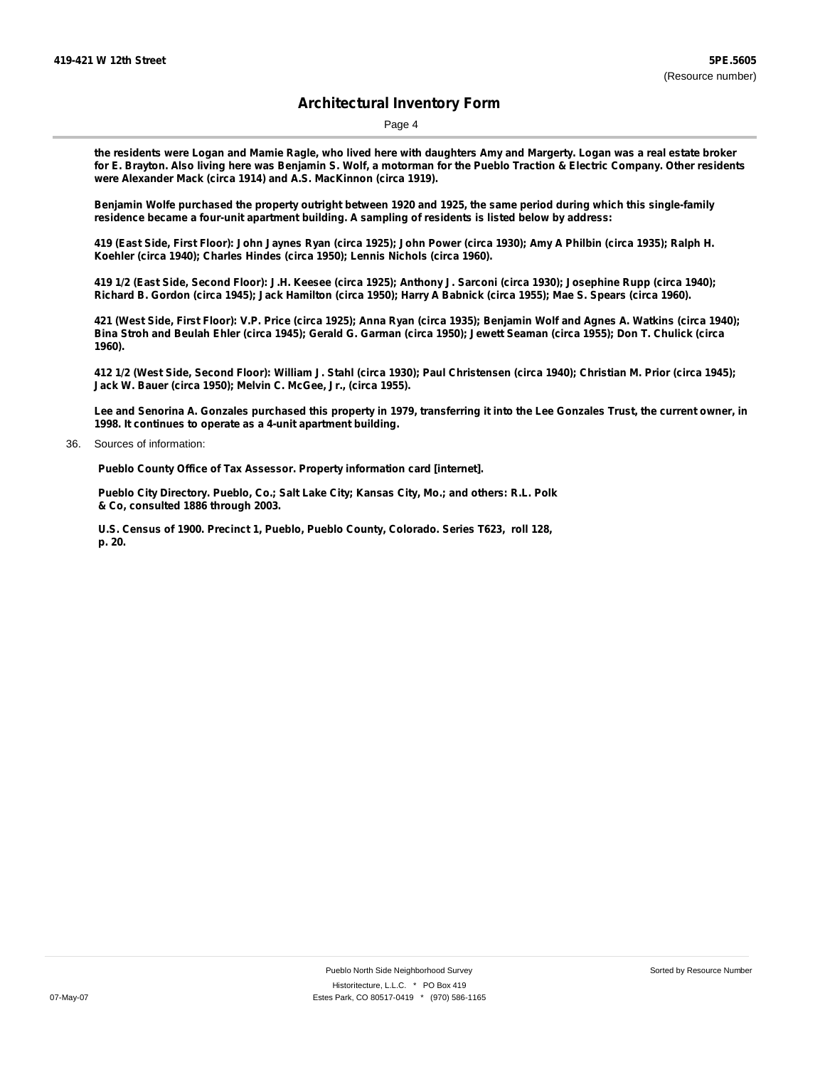**the residents were Logan and Mamie Ragle, who lived here with daughters Amy and Margerty. Logan was a real estate broker for E. Brayton. Also living here was Benjamin S. Wolf, a motorman for the Pueblo Traction & Electric Company. Other residents were Alexander Mack (circa 1914) and A.S. MacKinnon (circa 1919).**

**Benjamin Wolfe purchased the property outright between 1920 and 1925, the same period during which this single-family residence became a four-unit apartment building. A sampling of residents is listed below by address:**

**419 (East Side, First Floor): John Jaynes Ryan (circa 1925); John Power (circa 1930); Amy A Philbin (circa 1935); Ralph H. Koehler (circa 1940); Charles Hindes (circa 1950); Lennis Nichols (circa 1960).**

**419 1/2 (East Side, Second Floor): J.H. Keesee (circa 1925); Anthony J. Sarconi (circa 1930); Josephine Rupp (circa 1940); Richard B. Gordon (circa 1945); Jack Hamilton (circa 1950); Harry A Babnick (circa 1955); Mae S. Spears (circa 1960).**

**421 (West Side, First Floor): V.P. Price (circa 1925); Anna Ryan (circa 1935); Benjamin Wolf and Agnes A. Watkins (circa 1940); Bina Stroh and Beulah Ehler (circa 1945); Gerald G. Garman (circa 1950); Jewett Seaman (circa 1955); Don T. Chulick (circa 1960).**

**412 1/2 (West Side, Second Floor): William J. Stahl (circa 1930); Paul Christensen (circa 1940); Christian M. Prior (circa 1945); Jack W. Bauer (circa 1950); Melvin C. McGee, Jr., (circa 1955).**

**Lee and Senorina A. Gonzales purchased this property in 1979, transferring it into the Lee Gonzales Trust, the current owner, in 1998. It continues to operate as a 4-unit apartment building.**

36. Sources of information:

**Pueblo County Office of Tax Assessor. Property information card [internet].**

**Pueblo City Directory. Pueblo, Co.; Salt Lake City; Kansas City, Mo.; and others: R.L. Polk & Co, consulted 1886 through 2003.**

**U.S. Census of 1900. Precinct 1, Pueblo, Pueblo County, Colorado. Series T623, roll 128, p. 20.**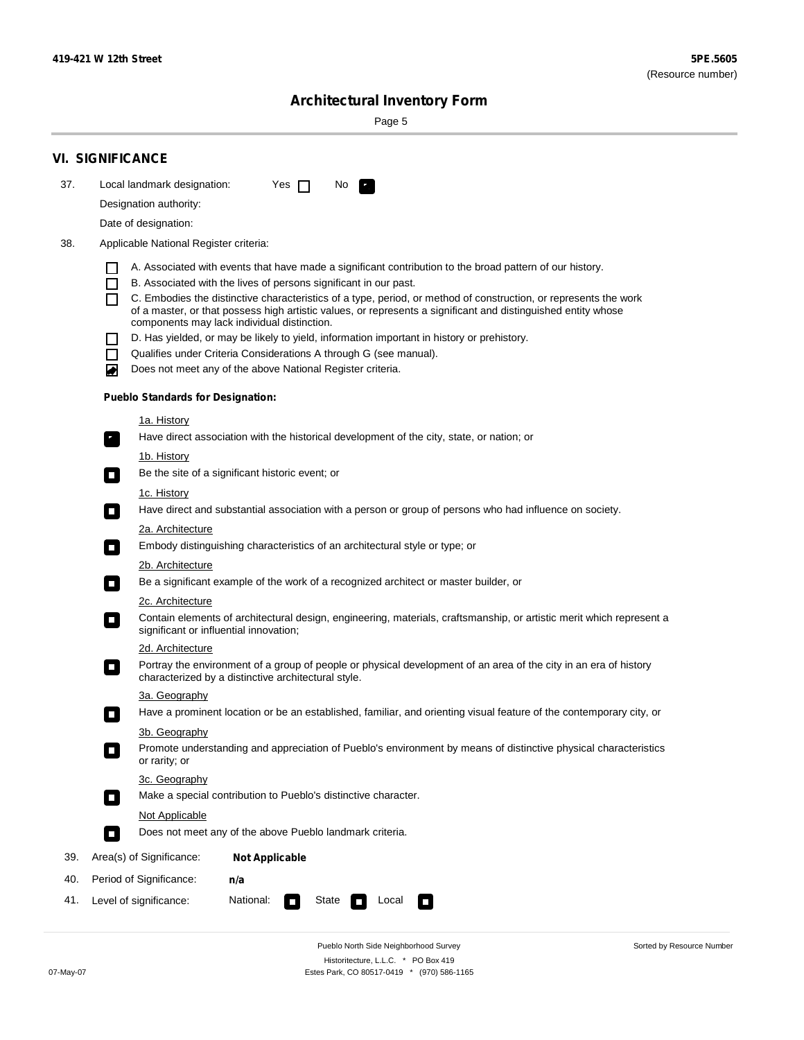## VI. SIGNIFICANCE

37. Local landmark designation: Yes ☐ No ☑

Designation authority:

Date of designation:

38. Applicable National Register criteria:

- ☐ A. Associated with events that have made a significant contribution to the broad pattern of our history.
- ☐ B. Associated with the lives of persons significant in our past.
- ☐ C. Embodies the distinctive characteristics of a type, period, or method of construction, or represents the work of a master, or that possess high artistic values, or represents a significant and distinguished entity whose components may lack individual distinction.
- ☐ D. Has yielded, or may be likely to yield, information important in history or prehistory.
- ☐ Qualifies under Criteria Considerations A through G (see manual).
- ☑ Does not meet any of the above National Register criteria.

**Pueblo Standards for Designation:**

1a. History

☑ Have direct association with the historical development of the city, state, or nation; or

1b. History

☐ Be the site of a significant historic event; or

1c. History

☐ Have direct and substantial association with a person or group of persons who had influence on society.

2a. Architecture

☐ Embody distinguishing characteristics of an architectural style or type; or

2b. Architecture

☐ Be a significant example of the work of a recognized architect or master builder, or

2c. Architecture

☐ Contain elements of architectural design, engineering, materials, craftsmanship, or artistic merit which represent a significant or influential innovation;

2d. Architecture

☐ Portray the environment of a group of people or physical development of an area of the city in an era of history characterized by a distinctive architectural style.

3a. Geography

☐ Have a prominent location or be an established, familiar, and orienting visual feature of the contemporary city, or

3b. Geography

☐ Promote understanding and appreciation of Pueblo's environment by means of distinctive physical characteristics or rarity; or

3c. Geography

☐ Make a special contribution to Pueblo's distinctive character.

Not Applicable

☐ Does not meet any of the above Pueblo landmark criteria.

39. Area(s) of Significance: **Not Applicable**

40. Period of Significance: **n/a**

41. Level of significance: National: ☐ State ☐ Local ☐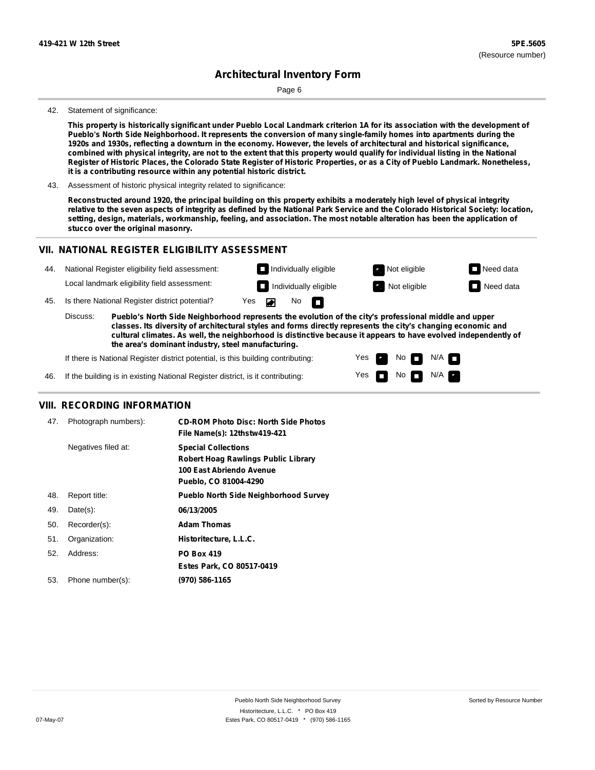## Architectural Inventory Form

42. Statement of significance:

**This property is historically significant under Pueblo Local Landmark criterion 1A for its association with the development of Pueblo's North Side Neighborhood. It represents the conversion of many single-family homes into apartments during the 1920s and 1930s, reflecting a downturn in the economy. However, the levels of architectural and historical significance, combined with physical integrity, are not to the extent that this property would qualify for individual listing in the National Register of Historic Places, the Colorado State Register of Historic Properties, or as a City of Pueblo Landmark. Nonetheless, it is a contributing resource within any potential historic district.**

43. Assessment of historic physical integrity related to significance:

**Reconstructed around 1920, the principal building on this property exhibits a moderately high level of physical integrity relative to the seven aspects of integrity as defined by the National Park Service and the Colorado Historical Society: location, setting, design, materials, workmanship, feeling, and association. The most notable alteration has been the application of stucco over the original masonry.**

## VII. NATIONAL REGISTER ELIGIBILITY ASSESSMENT

44. National Register eligibility field assessment: Individually eligible ☐ Not eligible ☑ Need data ☐

Local landmark eligibility field assessment: Individually eligible ☐ Not eligible ☑ Need data ☐

45. Is there National Register district potential? Yes ☑ No ☐

Discuss: **Pueblo's North Side Neighborhood represents the evolution of the city's professional middle and upper classes. Its diversity of architectural styles and forms directly represents the city's changing economic and cultural climates. As well, the neighborhood is distinctive because it appears to have evolved independently of the area's dominant industry, steel manufacturing.**

If there is National Register district potential, is this building contributing: Yes ☑ No ☐ N/A ☐

46. If the building is in existing National Register district, is it contributing: Yes ☐ No ☐ N/A ☑

## VIII. RECORDING INFORMATION

| | | |
|---|---|---|
| 47. | Photograph numbers): | **CD-ROM Photo Disc: North Side Photos**<br>**File Name(s): 12thstw419-421** |
| | Negatives filed at: | **Special Collections**<br>**Robert Hoag Rawlings Public Library**<br>**100 East Abriendo Avenue**<br>**Pueblo, CO 81004-4290** |
| 48. | Report title: | **Pueblo North Side Neighborhood Survey** |
| 49. | Date(s): | **06/13/2005** |
| 50. | Recorder(s): | **Adam Thomas** |
| 51. | Organization: | **Historitecture, L.L.C.** |
| 52. | Address: | **PO Box 419**<br>**Estes Park, CO 80517-0419** |
| 53. | Phone number(s): | **(970) 586-1165** |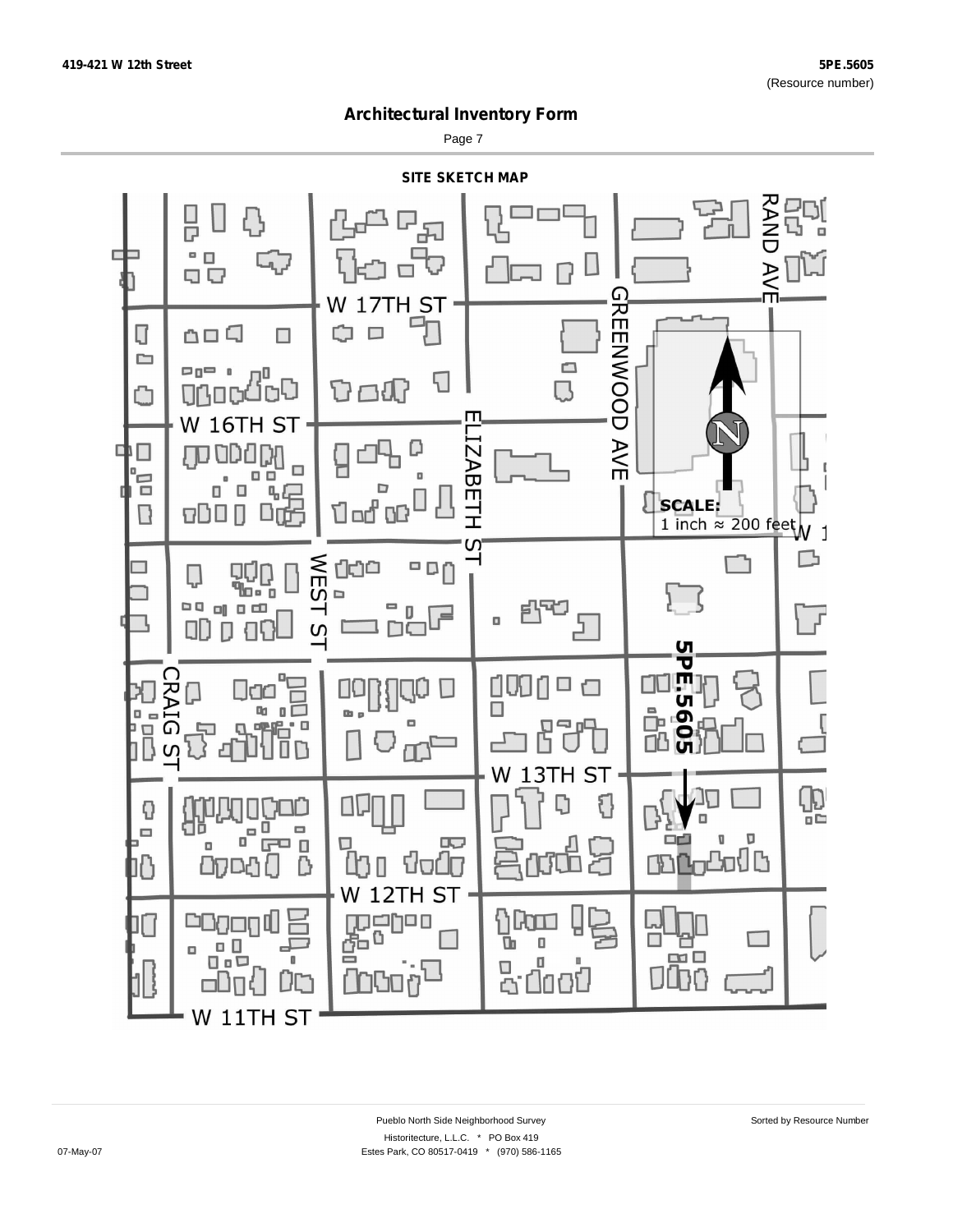## Architectural Inventory Form

### SITE SKETCH MAP

W 17TH ST

W 16TH ST

W 13TH ST

W 12TH ST

W 11TH ST

RAND AVE

GREENWOOD AVE

ELIZABETH ST

WEST ST

CRAIG ST

5PE.5605

SCALE:
1 inch ≈ 200 feet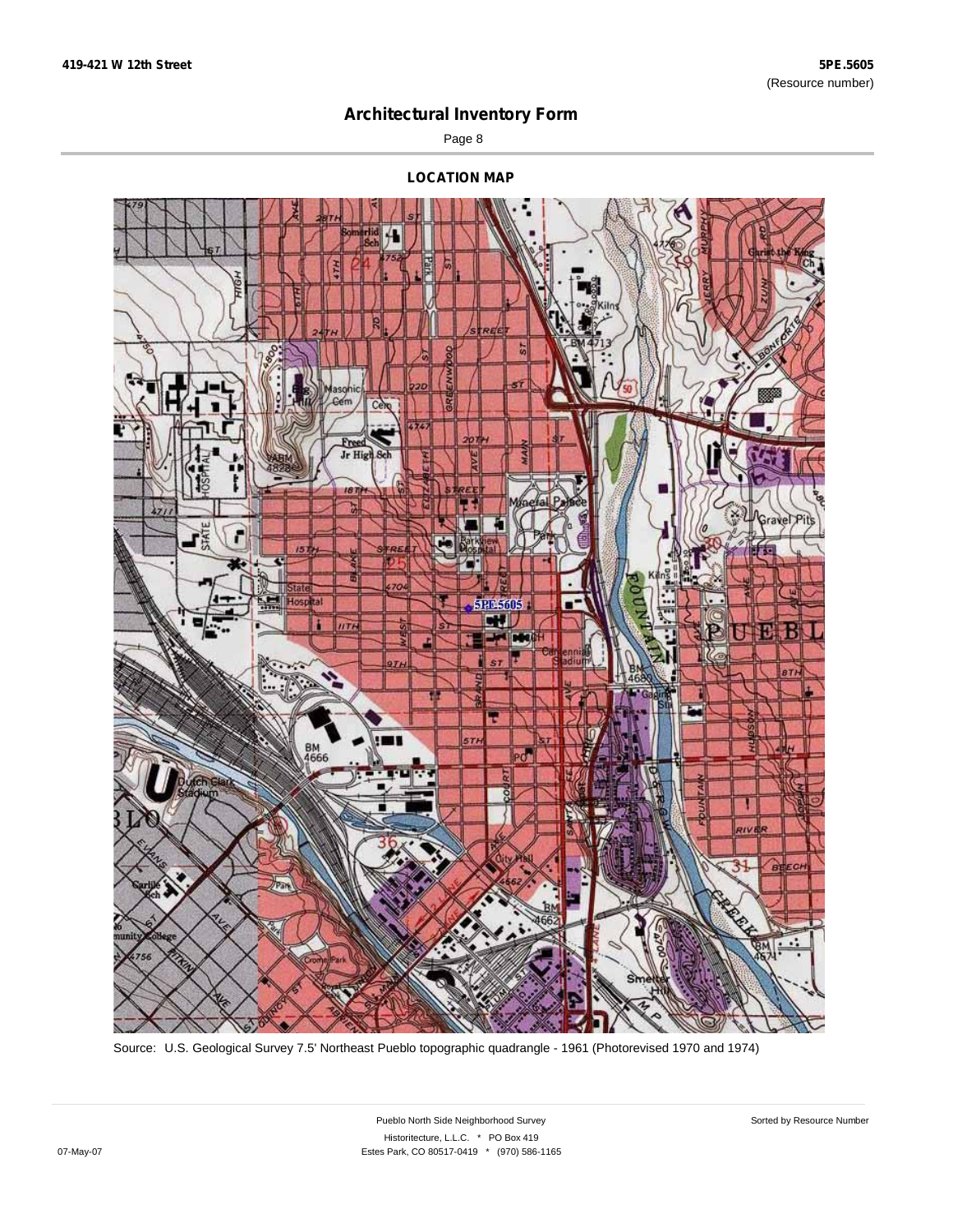**419-421 W 12th Street**

**5PE.5605**
(Resource number)

# Architectural Inventory Form

## LOCATION MAP

Source: U.S. Geological Survey 7.5' Northeast Pueblo topographic quadrangle - 1961 (Photorevised 1970 and 1974)

Pueblo North Side Neighborhood Survey

Sorted by Resource Number

Historitecture, L.L.C. * PO Box 419

07-May-07

Estes Park, CO 80517-0419 * (970) 586-1165